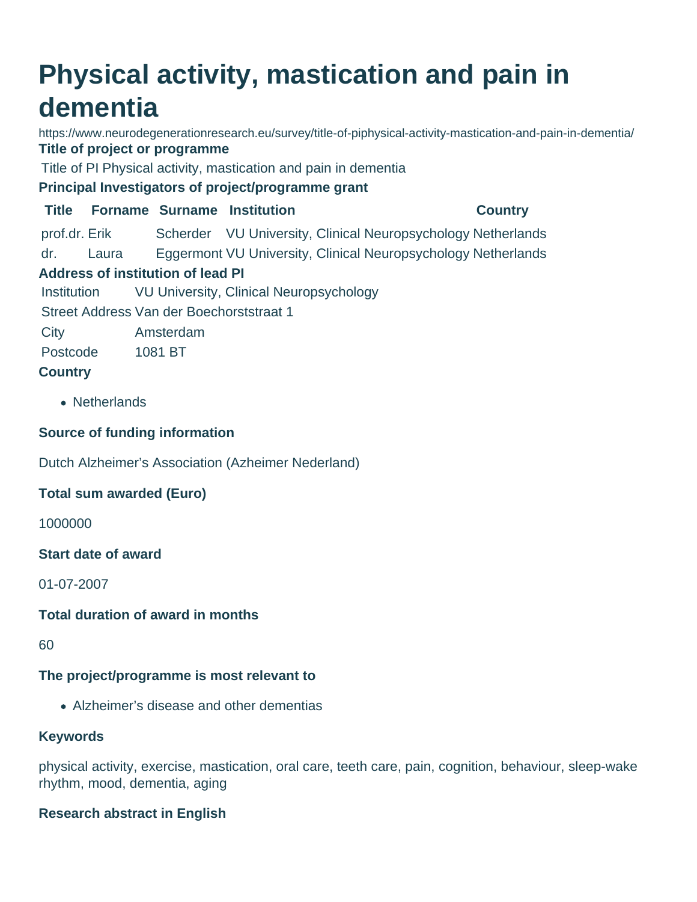# Physical activity, mastication and pain in dementia

https://www.neurodegenerationresearch.eu/survey/title-of-piphysical-activity-mastication-and-pain-in-dementia/

### Title of project or programme

Title of PI Physical activity, mastication and pain in dementia

### Principal Investigators of project/programme grant

| Title | Forname | Surname | Institution | Country |
|---|---|---|---|---|
| prof.dr. | Erik | Scherder | VU University, Clinical Neuropsychology | Netherlands |
| dr. | Laura | Eggermont | VU University, Clinical Neuropsychology | Netherlands |

### Address of institution of lead PI

| | |
|---|---|
| Institution | VU University, Clinical Neuropsychology |
| Street Address | Van der Boechorststraat 1 |
| City | Amsterdam |
| Postcode | 1081 BT |

### Country

- Netherlands

### Source of funding information

Dutch Alzheimer's Association (Azheimer Nederland)

### Total sum awarded (Euro)

1000000

### Start date of award

01-07-2007

### Total duration of award in months

60

### The project/programme is most relevant to

- Alzheimer's disease and other dementias

### Keywords

physical activity, exercise, mastication, oral care, teeth care, pain, cognition, behaviour, sleep-wake rhythm, mood, dementia, aging

### Research abstract in English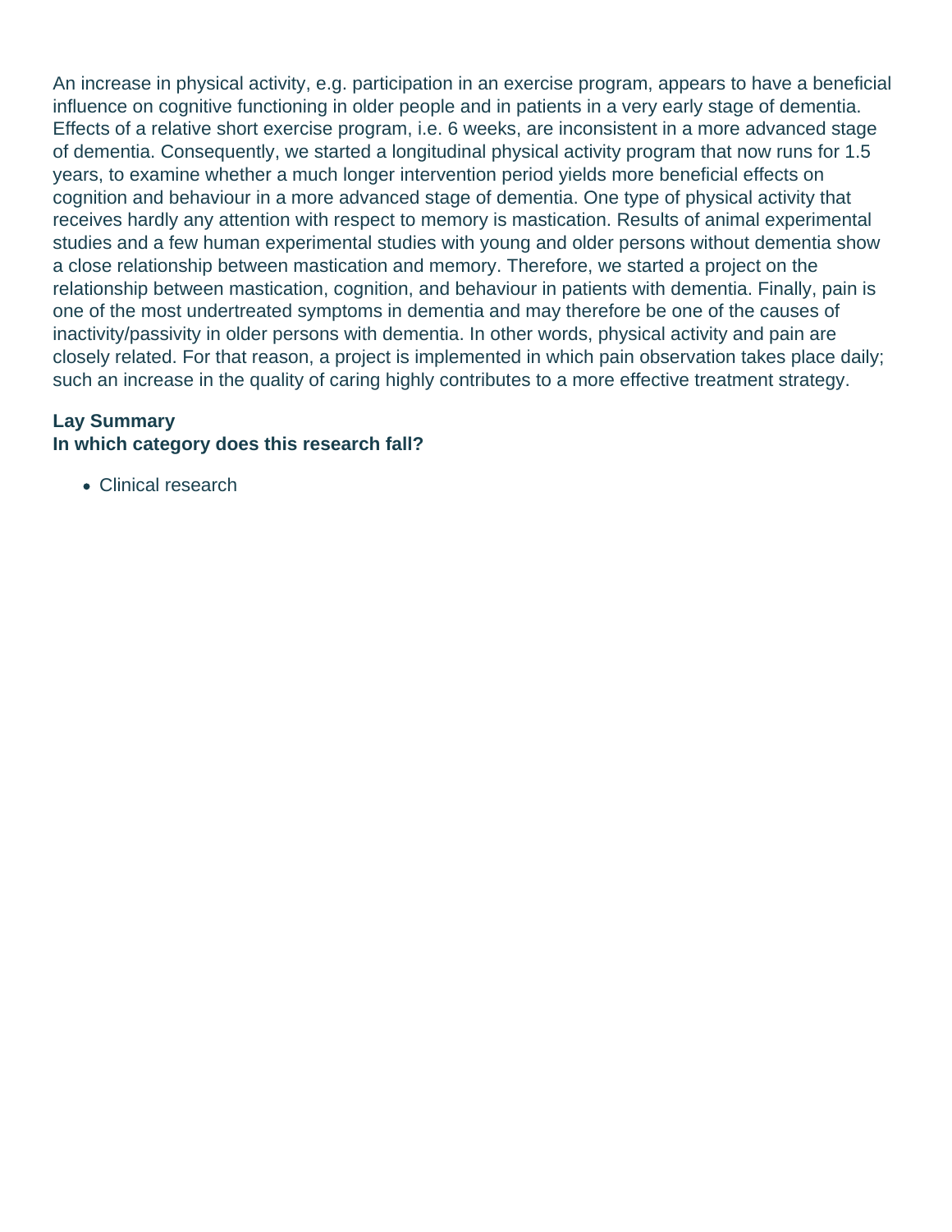An increase in physical activity, e.g. participation in an exercise program, appears to have a beneficial influence on cognitive functioning in older people and in patients in a very early stage of dementia. Effects of a relative short exercise program, i.e. 6 weeks, are inconsistent in a more advanced stage of dementia. Consequently, we started a longitudinal physical activity program that now runs for 1.5 years, to examine whether a much longer intervention period yields more beneficial effects on cognition and behaviour in a more advanced stage of dementia. One type of physical activity that receives hardly any attention with respect to memory is mastication. Results of animal experimental studies and a few human experimental studies with young and older persons without dementia show a close relationship between mastication and memory. Therefore, we started a project on the relationship between mastication, cognition, and behaviour in patients with dementia. Finally, pain is one of the most undertreated symptoms in dementia and may therefore be one of the causes of inactivity/passivity in older persons with dementia. In other words, physical activity and pain are closely related. For that reason, a project is implemented in which pain observation takes place daily; such an increase in the quality of caring highly contributes to a more effective treatment strategy.

**Lay Summary**

**In which category does this research fall?**

- Clinical research